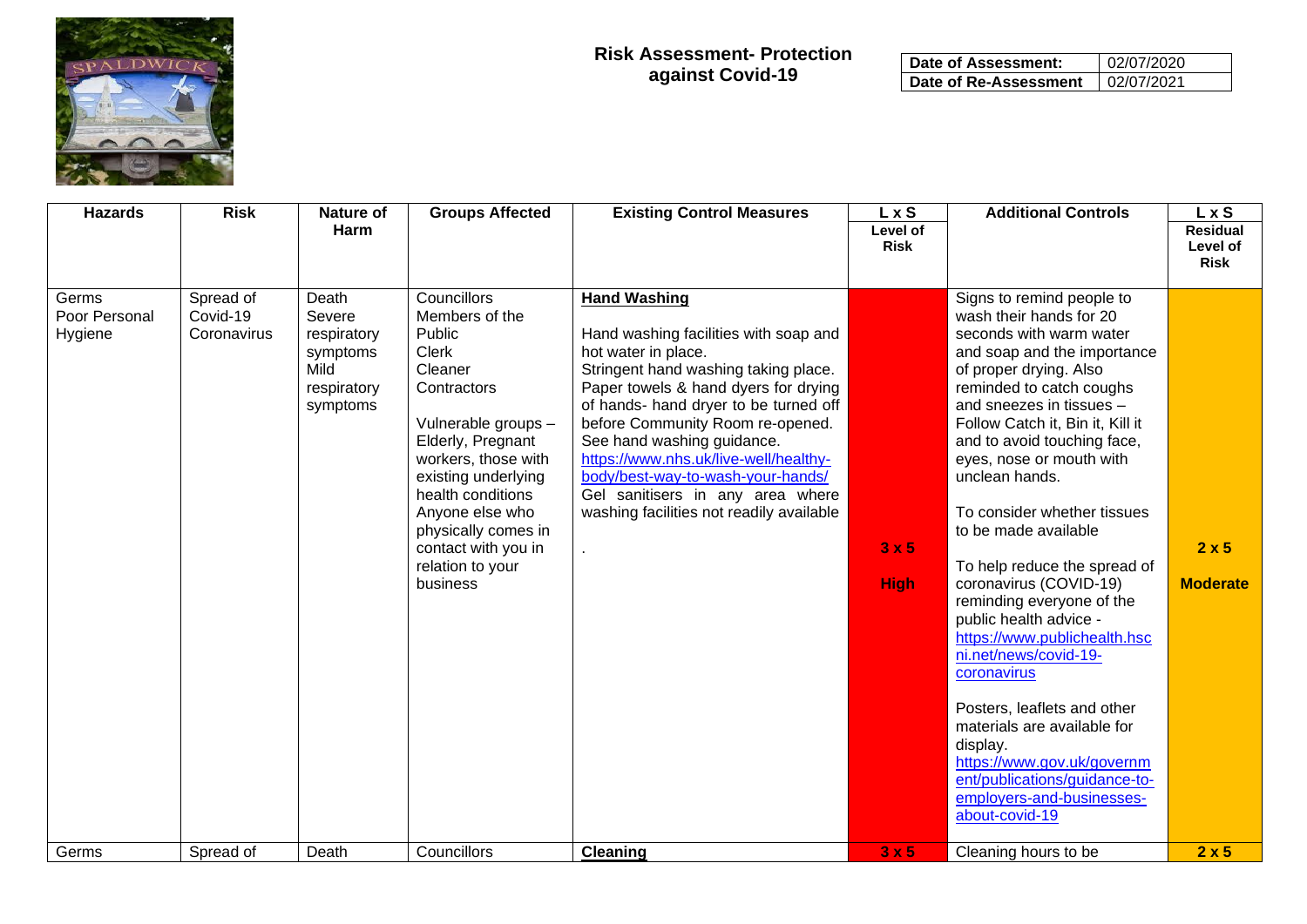# Risk Assessment- Protection against Covid-19

| Date of Assessment: | 02/07/2020 |
|---|---|
| Date of Re-Assessment | 02/07/2021 |

| Hazards | Risk | Nature of Harm | Groups Affected | Existing Control Measures | L x S Level of Risk | Additional Controls | L x S Residual Level of Risk |
|---|---|---|---|---|---|---|---|
| Germs Poor Personal Hygiene | Spread of Covid-19 Coronavirus | Death Severe respiratory symptoms Mild respiratory symptoms | Councillors Members of the Public Clerk Cleaner Contractors<br><br>Vulnerable groups – Elderly, Pregnant workers, those with existing underlying health conditions Anyone else who physically comes in contact with you in relation to your business | **Hand Washing**<br><br>Hand washing facilities with soap and hot water in place. Stringent hand washing taking place. Paper towels & hand dyers for drying of hands- hand dryer to be turned off before Community Room re-opened. See hand washing guidance. https://www.nhs.uk/live-well/healthy-body/best-way-to-wash-your-hands/ Gel sanitisers in any area where washing facilities not readily available<br><br>. | 3 x 5<br><br>**High** | Signs to remind people to wash their hands for 20 seconds with warm water and soap and the importance of proper drying. Also reminded to catch coughs and sneezes in tissues – Follow Catch it, Bin it, Kill it and to avoid touching face, eyes, nose or mouth with unclean hands.<br><br>To consider whether tissues to be made available<br><br>To help reduce the spread of coronavirus (COVID-19) reminding everyone of the public health advice - https://www.publichealth.hscni.net/news/covid-19-coronavirus<br><br>Posters, leaflets and other materials are available for display. https://www.gov.uk/government/publications/guidance-to-employers-and-businesses-about-covid-19 | 2 x 5<br><br>**Moderate** |
| Germs | Spread of | Death | Councillors | **Cleaning** | 3 x 5 | Cleaning hours to be | 2 x 5 |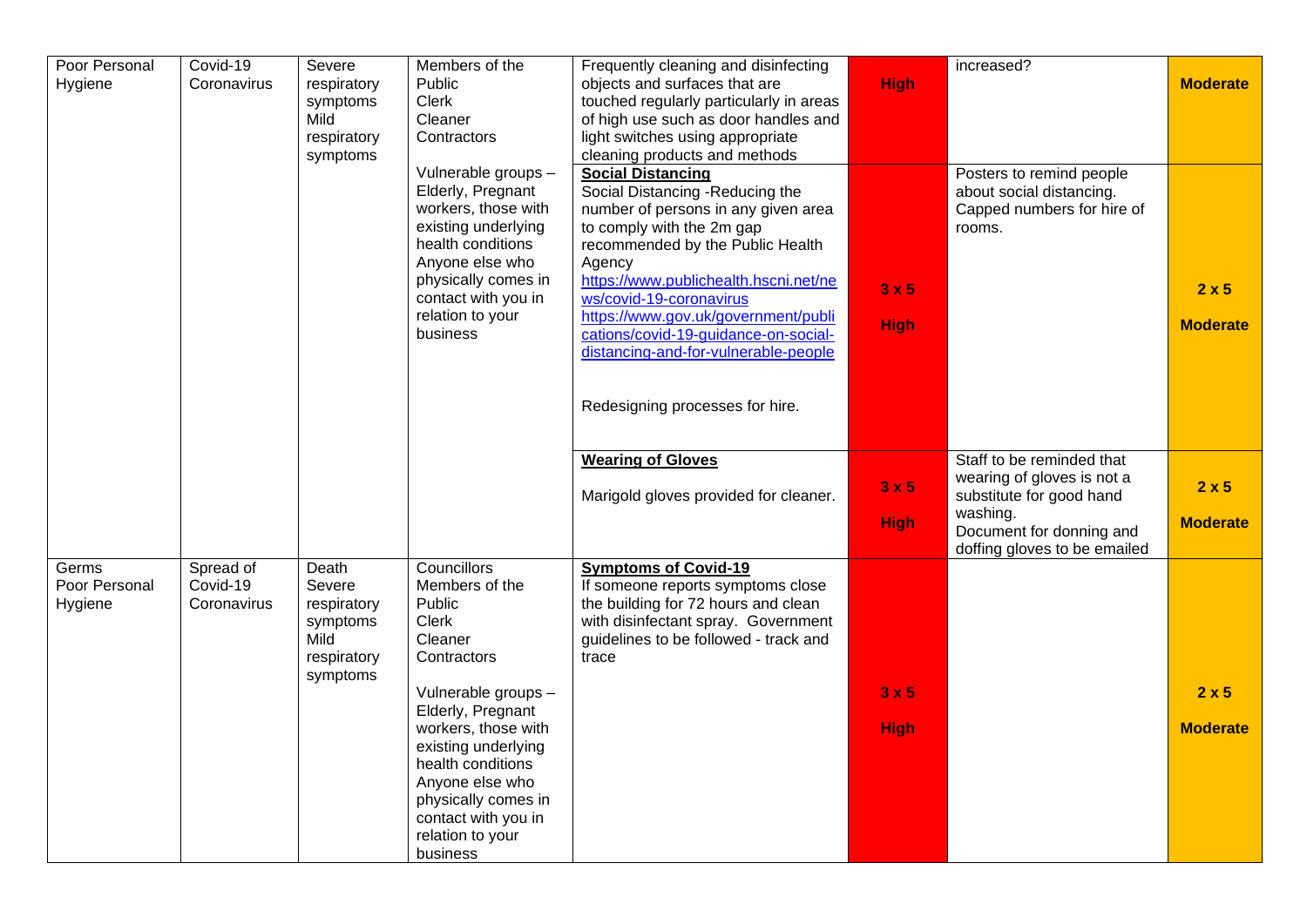| Poor Personal Hygiene | Covid-19 Coronavirus | Severe respiratory symptoms<br>Mild respiratory symptoms | Members of the Public<br>Clerk<br>Cleaner<br>Contractors<br><br>Vulnerable groups – Elderly, Pregnant workers, those with existing underlying health conditions<br>Anyone else who physically comes in contact with you in relation to your business | Frequently cleaning and disinfecting objects and surfaces that are touched regularly particularly in areas of high use such as door handles and light switches using appropriate cleaning products and methods | **High** | increased? | **Moderate** |
|---|---|---|---|---|---|---|---|
| | | | | **Social Distancing**<br>Social Distancing -Reducing the number of persons in any given area to comply with the 2m gap recommended by the Public Health Agency<br>https://www.publichealth.hscni.net/news/covid-19-coronavirus<br>https://www.gov.uk/government/publications/covid-19-guidance-on-social-distancing-and-for-vulnerable-people<br><br>Redesigning processes for hire. | **3 x 5**<br>**High** | Posters to remind people about social distancing.<br>Capped numbers for hire of rooms. | **2 x 5**<br>**Moderate** |
| | | | | **Wearing of Gloves**<br><br>Marigold gloves provided for cleaner. | **3 x 5**<br>**High** | Staff to be reminded that wearing of gloves is not a substitute for good hand washing.<br>Document for donning and doffing gloves to be emailed | **2 x 5**<br>**Moderate** |
| Germs<br>Poor Personal Hygiene | Spread of Covid-19 Coronavirus | Death<br>Severe respiratory symptoms<br>Mild respiratory symptoms | Councillors<br>Members of the Public<br>Clerk<br>Cleaner<br>Contractors<br><br>Vulnerable groups – Elderly, Pregnant workers, those with existing underlying health conditions<br>Anyone else who physically comes in contact with you in relation to your business | **Symptoms of Covid-19**<br>If someone reports symptoms close the building for 72 hours and clean with disinfectant spray. Government guidelines to be followed - track and trace | **3 x 5**<br>**High** | | **2 x 5**<br>**Moderate** |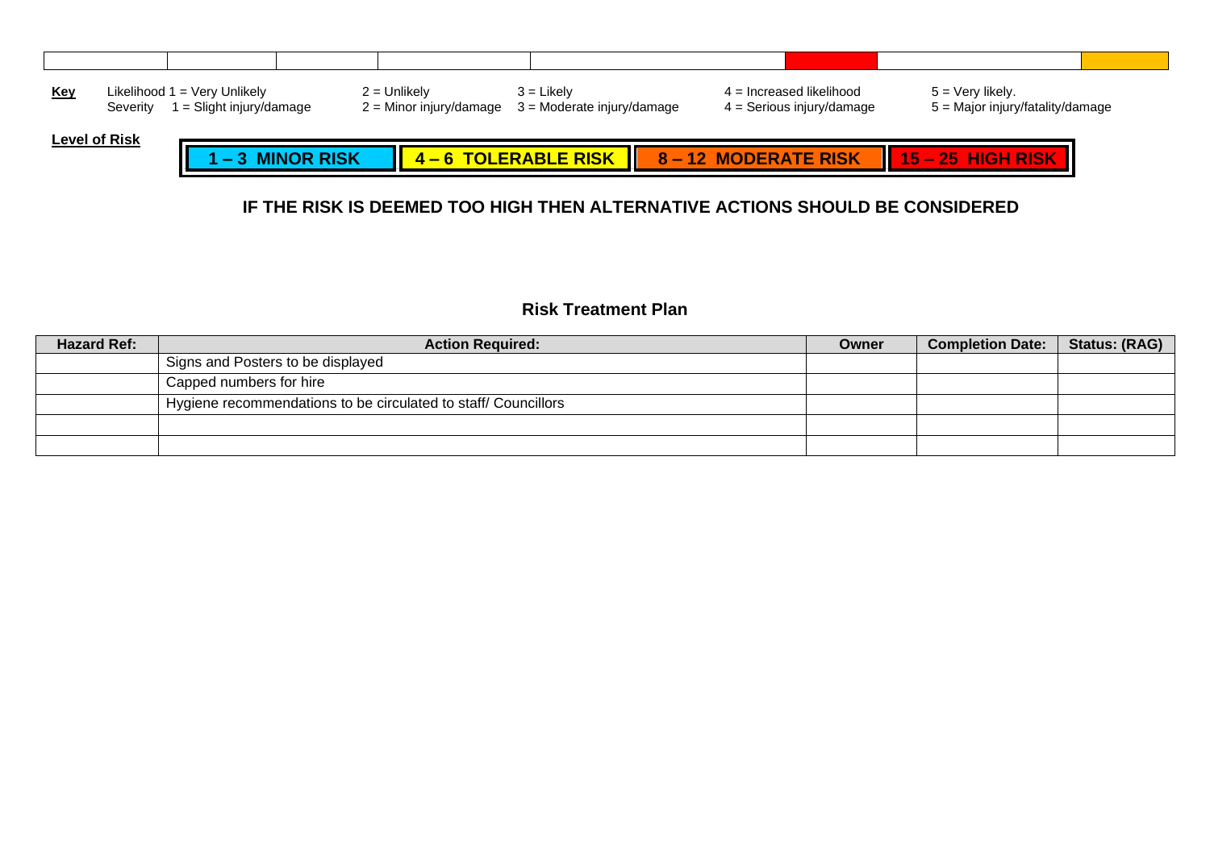| | | | | | | | |
|---|---|---|---|---|---|---|---|
| | | | | | | | |

**Key** Likelihood 1 = Very Unlikely 2 = Unlikely 3 = Likely 4 = Increased likelihood 5 = Very likely.
Severity 1 = Slight injury/damage 2 = Minor injury/damage 3 = Moderate injury/damage 4 = Serious injury/damage 5 = Major injury/fatality/damage

**Level of Risk**

| | | | |
|---|---|---|---|
| **1 – 3 MINOR RISK** | **4 – 6 TOLERABLE RISK** | **8 – 12 MODERATE RISK** | **15 – 25 HIGH RISK** |

**IF THE RISK IS DEEMED TOO HIGH THEN ALTERNATIVE ACTIONS SHOULD BE CONSIDERED**

## Risk Treatment Plan

| Hazard Ref: | Action Required: | Owner | Completion Date: | Status: (RAG) |
|---|---|---|---|---|
| | Signs and Posters to be displayed | | | |
| | Capped numbers for hire | | | |
| | Hygiene recommendations to be circulated to staff/ Councillors | | | |
| | | | | |
| | | | | |